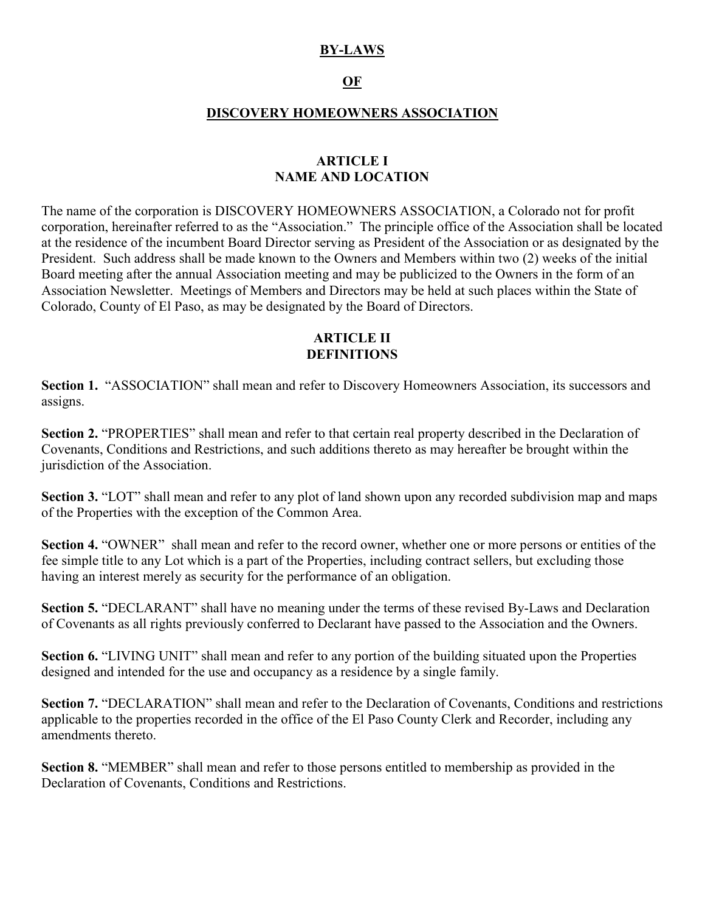# BY-LAWS

# OF

# DISCOVERY HOMEOWNERS ASSOCIATION

## ARTICLE I
## NAME AND LOCATION

The name of the corporation is DISCOVERY HOMEOWNERS ASSOCIATION, a Colorado not for profit corporation, hereinafter referred to as the "Association." The principle office of the Association shall be located at the residence of the incumbent Board Director serving as President of the Association or as designated by the President. Such address shall be made known to the Owners and Members within two (2) weeks of the initial Board meeting after the annual Association meeting and may be publicized to the Owners in the form of an Association Newsletter. Meetings of Members and Directors may be held at such places within the State of Colorado, County of El Paso, as may be designated by the Board of Directors.

## ARTICLE II
## DEFINITIONS

**Section 1.** "ASSOCIATION" shall mean and refer to Discovery Homeowners Association, its successors and assigns.

**Section 2.** "PROPERTIES" shall mean and refer to that certain real property described in the Declaration of Covenants, Conditions and Restrictions, and such additions thereto as may hereafter be brought within the jurisdiction of the Association.

**Section 3.** "LOT" shall mean and refer to any plot of land shown upon any recorded subdivision map and maps of the Properties with the exception of the Common Area.

**Section 4.** "OWNER" shall mean and refer to the record owner, whether one or more persons or entities of the fee simple title to any Lot which is a part of the Properties, including contract sellers, but excluding those having an interest merely as security for the performance of an obligation.

**Section 5.** "DECLARANT" shall have no meaning under the terms of these revised By-Laws and Declaration of Covenants as all rights previously conferred to Declarant have passed to the Association and the Owners.

**Section 6.** "LIVING UNIT" shall mean and refer to any portion of the building situated upon the Properties designed and intended for the use and occupancy as a residence by a single family.

**Section 7.** "DECLARATION" shall mean and refer to the Declaration of Covenants, Conditions and restrictions applicable to the properties recorded in the office of the El Paso County Clerk and Recorder, including any amendments thereto.

**Section 8.** "MEMBER" shall mean and refer to those persons entitled to membership as provided in the Declaration of Covenants, Conditions and Restrictions.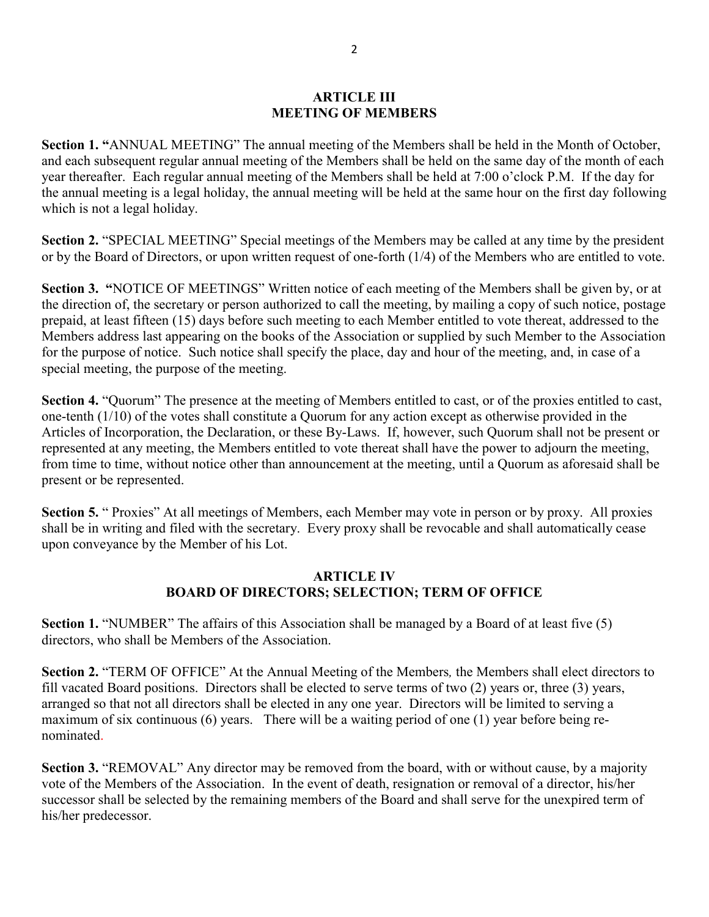## ARTICLE III
## MEETING OF MEMBERS

**Section 1. "**ANNUAL MEETING" The annual meeting of the Members shall be held in the Month of October, and each subsequent regular annual meeting of the Members shall be held on the same day of the month of each year thereafter. Each regular annual meeting of the Members shall be held at 7:00 o'clock P.M. If the day for the annual meeting is a legal holiday, the annual meeting will be held at the same hour on the first day following which is not a legal holiday.

**Section 2.** "SPECIAL MEETING" Special meetings of the Members may be called at any time by the president or by the Board of Directors, or upon written request of one-forth (1/4) of the Members who are entitled to vote.

**Section 3. "**NOTICE OF MEETINGS" Written notice of each meeting of the Members shall be given by, or at the direction of, the secretary or person authorized to call the meeting, by mailing a copy of such notice, postage prepaid, at least fifteen (15) days before such meeting to each Member entitled to vote thereat, addressed to the Members address last appearing on the books of the Association or supplied by such Member to the Association for the purpose of notice. Such notice shall specify the place, day and hour of the meeting, and, in case of a special meeting, the purpose of the meeting.

**Section 4.** "Quorum" The presence at the meeting of Members entitled to cast, or of the proxies entitled to cast, one-tenth (1/10) of the votes shall constitute a Quorum for any action except as otherwise provided in the Articles of Incorporation, the Declaration, or these By-Laws. If, however, such Quorum shall not be present or represented at any meeting, the Members entitled to vote thereat shall have the power to adjourn the meeting, from time to time, without notice other than announcement at the meeting, until a Quorum as aforesaid shall be present or be represented.

**Section 5.** " Proxies" At all meetings of Members, each Member may vote in person or by proxy. All proxies shall be in writing and filed with the secretary. Every proxy shall be revocable and shall automatically cease upon conveyance by the Member of his Lot.

## ARTICLE IV
## BOARD OF DIRECTORS; SELECTION; TERM OF OFFICE

**Section 1.** "NUMBER" The affairs of this Association shall be managed by a Board of at least five (5) directors, who shall be Members of the Association.

**Section 2.** "TERM OF OFFICE" At the Annual Meeting of the Members, the Members shall elect directors to fill vacated Board positions. Directors shall be elected to serve terms of two (2) years or, three (3) years, arranged so that not all directors shall be elected in any one year. Directors will be limited to serving a maximum of six continuous (6) years. There will be a waiting period of one (1) year before being re-nominated.

**Section 3.** "REMOVAL" Any director may be removed from the board, with or without cause, by a majority vote of the Members of the Association. In the event of death, resignation or removal of a director, his/her successor shall be selected by the remaining members of the Board and shall serve for the unexpired term of his/her predecessor.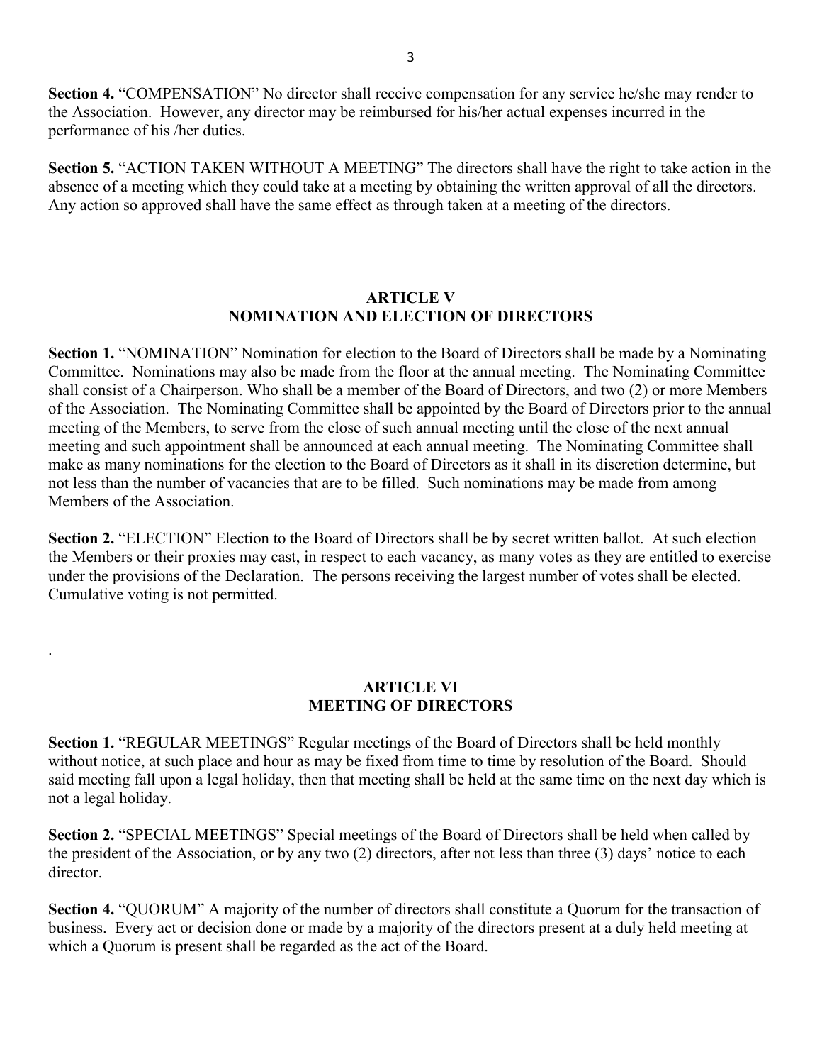**Section 4.** "COMPENSATION" No director shall receive compensation for any service he/she may render to the Association. However, any director may be reimbursed for his/her actual expenses incurred in the performance of his /her duties.

**Section 5.** "ACTION TAKEN WITHOUT A MEETING" The directors shall have the right to take action in the absence of a meeting which they could take at a meeting by obtaining the written approval of all the directors. Any action so approved shall have the same effect as through taken at a meeting of the directors.

## ARTICLE V
## NOMINATION AND ELECTION OF DIRECTORS

**Section 1.** "NOMINATION" Nomination for election to the Board of Directors shall be made by a Nominating Committee. Nominations may also be made from the floor at the annual meeting. The Nominating Committee shall consist of a Chairperson. Who shall be a member of the Board of Directors, and two (2) or more Members of the Association. The Nominating Committee shall be appointed by the Board of Directors prior to the annual meeting of the Members, to serve from the close of such annual meeting until the close of the next annual meeting and such appointment shall be announced at each annual meeting. The Nominating Committee shall make as many nominations for the election to the Board of Directors as it shall in its discretion determine, but not less than the number of vacancies that are to be filled. Such nominations may be made from among Members of the Association.

**Section 2.** "ELECTION" Election to the Board of Directors shall be by secret written ballot. At such election the Members or their proxies may cast, in respect to each vacancy, as many votes as they are entitled to exercise under the provisions of the Declaration. The persons receiving the largest number of votes shall be elected. Cumulative voting is not permitted.

.

## ARTICLE VI
## MEETING OF DIRECTORS

**Section 1.** "REGULAR MEETINGS" Regular meetings of the Board of Directors shall be held monthly without notice, at such place and hour as may be fixed from time to time by resolution of the Board. Should said meeting fall upon a legal holiday, then that meeting shall be held at the same time on the next day which is not a legal holiday.

**Section 2.** "SPECIAL MEETINGS" Special meetings of the Board of Directors shall be held when called by the president of the Association, or by any two (2) directors, after not less than three (3) days' notice to each director.

**Section 4.** "QUORUM" A majority of the number of directors shall constitute a Quorum for the transaction of business. Every act or decision done or made by a majority of the directors present at a duly held meeting at which a Quorum is present shall be regarded as the act of the Board.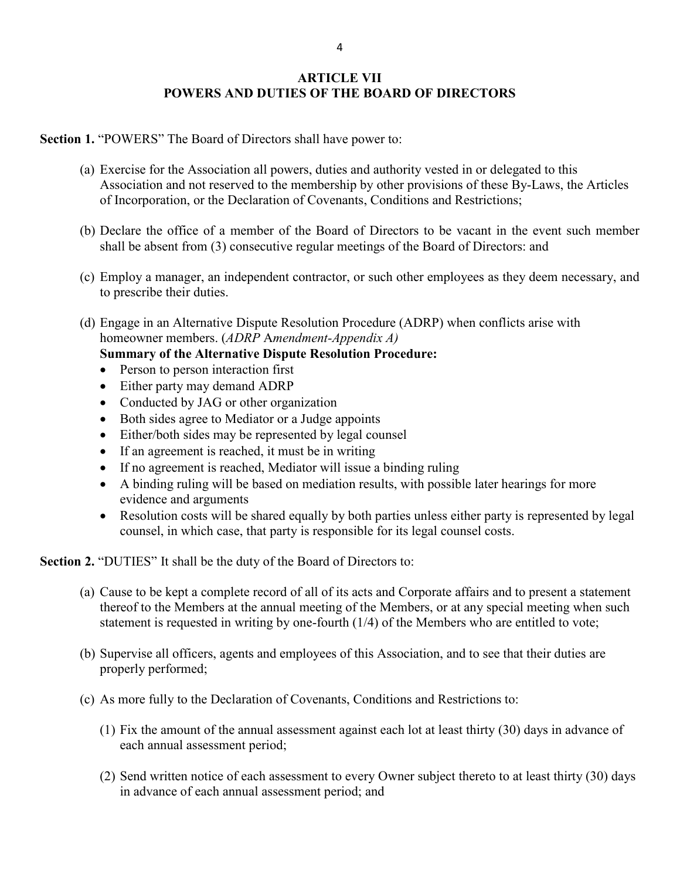# ARTICLE VII
# POWERS AND DUTIES OF THE BOARD OF DIRECTORS

**Section 1.** "POWERS" The Board of Directors shall have power to:

(a) Exercise for the Association all powers, duties and authority vested in or delegated to this Association and not reserved to the membership by other provisions of these By-Laws, the Articles of Incorporation, or the Declaration of Covenants, Conditions and Restrictions;

(b) Declare the office of a member of the Board of Directors to be vacant in the event such member shall be absent from (3) consecutive regular meetings of the Board of Directors: and

(c) Employ a manager, an independent contractor, or such other employees as they deem necessary, and to prescribe their duties.

(d) Engage in an Alternative Dispute Resolution Procedure (ADRP) when conflicts arise with homeowner members. (*ADRP Amendment-Appendix A)*

**Summary of the Alternative Dispute Resolution Procedure:**

- Person to person interaction first
- Either party may demand ADRP
- Conducted by JAG or other organization
- Both sides agree to Mediator or a Judge appoints
- Either/both sides may be represented by legal counsel
- If an agreement is reached, it must be in writing
- If no agreement is reached, Mediator will issue a binding ruling
- A binding ruling will be based on mediation results, with possible later hearings for more evidence and arguments
- Resolution costs will be shared equally by both parties unless either party is represented by legal counsel, in which case, that party is responsible for its legal counsel costs.

**Section 2.** "DUTIES" It shall be the duty of the Board of Directors to:

(a) Cause to be kept a complete record of all of its acts and Corporate affairs and to present a statement thereof to the Members at the annual meeting of the Members, or at any special meeting when such statement is requested in writing by one-fourth (1/4) of the Members who are entitled to vote;

(b) Supervise all officers, agents and employees of this Association, and to see that their duties are properly performed;

(c) As more fully to the Declaration of Covenants, Conditions and Restrictions to:

(1) Fix the amount of the annual assessment against each lot at least thirty (30) days in advance of each annual assessment period;

(2) Send written notice of each assessment to every Owner subject thereto to at least thirty (30) days in advance of each annual assessment period; and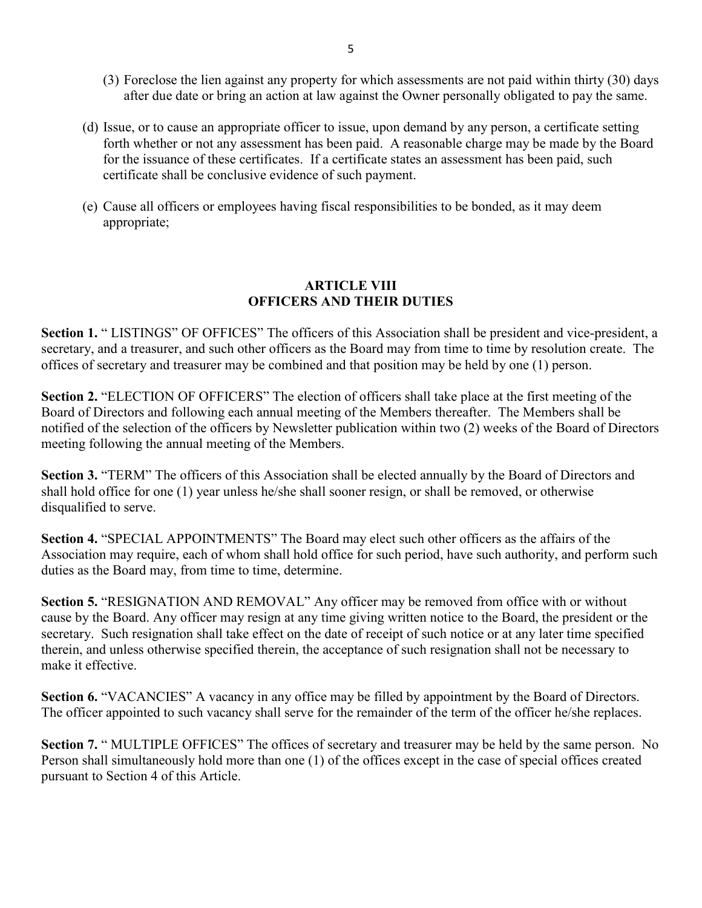(3) Foreclose the lien against any property for which assessments are not paid within thirty (30) days after due date or bring an action at law against the Owner personally obligated to pay the same.

(d) Issue, or to cause an appropriate officer to issue, upon demand by any person, a certificate setting forth whether or not any assessment has been paid. A reasonable charge may be made by the Board for the issuance of these certificates. If a certificate states an assessment has been paid, such certificate shall be conclusive evidence of such payment.

(e) Cause all officers or employees having fiscal responsibilities to be bonded, as it may deem appropriate;

## ARTICLE VIII
## OFFICERS AND THEIR DUTIES

**Section 1.** " LISTINGS" OF OFFICES" The officers of this Association shall be president and vice-president, a secretary, and a treasurer, and such other officers as the Board may from time to time by resolution create. The offices of secretary and treasurer may be combined and that position may be held by one (1) person.

**Section 2.** "ELECTION OF OFFICERS" The election of officers shall take place at the first meeting of the Board of Directors and following each annual meeting of the Members thereafter. The Members shall be notified of the selection of the officers by Newsletter publication within two (2) weeks of the Board of Directors meeting following the annual meeting of the Members.

**Section 3.** "TERM" The officers of this Association shall be elected annually by the Board of Directors and shall hold office for one (1) year unless he/she shall sooner resign, or shall be removed, or otherwise disqualified to serve.

**Section 4.** "SPECIAL APPOINTMENTS" The Board may elect such other officers as the affairs of the Association may require, each of whom shall hold office for such period, have such authority, and perform such duties as the Board may, from time to time, determine.

**Section 5.** "RESIGNATION AND REMOVAL" Any officer may be removed from office with or without cause by the Board. Any officer may resign at any time giving written notice to the Board, the president or the secretary. Such resignation shall take effect on the date of receipt of such notice or at any later time specified therein, and unless otherwise specified therein, the acceptance of such resignation shall not be necessary to make it effective.

**Section 6.** "VACANCIES" A vacancy in any office may be filled by appointment by the Board of Directors. The officer appointed to such vacancy shall serve for the remainder of the term of the officer he/she replaces.

**Section 7.** " MULTIPLE OFFICES" The offices of secretary and treasurer may be held by the same person. No Person shall simultaneously hold more than one (1) of the offices except in the case of special offices created pursuant to Section 4 of this Article.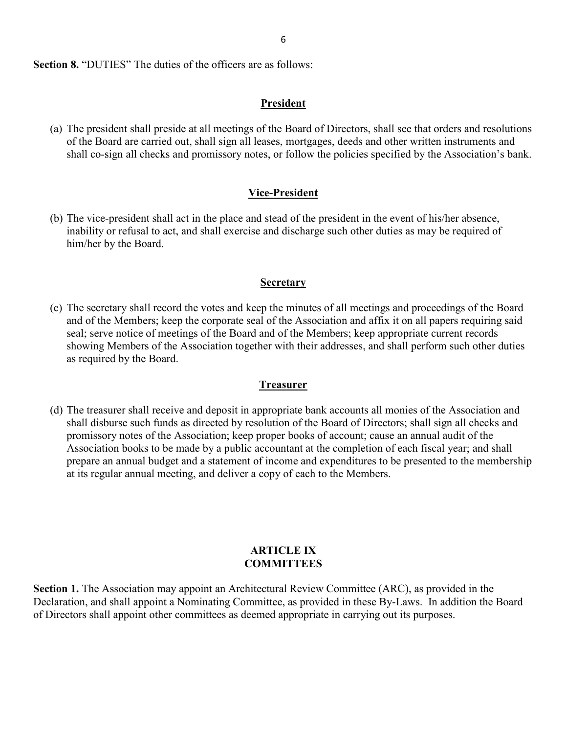**Section 8.** "DUTIES" The duties of the officers are as follows:

### President

(a) The president shall preside at all meetings of the Board of Directors, shall see that orders and resolutions of the Board are carried out, shall sign all leases, mortgages, deeds and other written instruments and shall co-sign all checks and promissory notes, or follow the policies specified by the Association's bank.

### Vice-President

(b) The vice-president shall act in the place and stead of the president in the event of his/her absence, inability or refusal to act, and shall exercise and discharge such other duties as may be required of him/her by the Board.

### Secretary

(c) The secretary shall record the votes and keep the minutes of all meetings and proceedings of the Board and of the Members; keep the corporate seal of the Association and affix it on all papers requiring said seal; serve notice of meetings of the Board and of the Members; keep appropriate current records showing Members of the Association together with their addresses, and shall perform such other duties as required by the Board.

### Treasurer

(d) The treasurer shall receive and deposit in appropriate bank accounts all monies of the Association and shall disburse such funds as directed by resolution of the Board of Directors; shall sign all checks and promissory notes of the Association; keep proper books of account; cause an annual audit of the Association books to be made by a public accountant at the completion of each fiscal year; and shall prepare an annual budget and a statement of income and expenditures to be presented to the membership at its regular annual meeting, and deliver a copy of each to the Members.

## ARTICLE IX
## COMMITTEES

**Section 1.** The Association may appoint an Architectural Review Committee (ARC), as provided in the Declaration, and shall appoint a Nominating Committee, as provided in these By-Laws. In addition the Board of Directors shall appoint other committees as deemed appropriate in carrying out its purposes.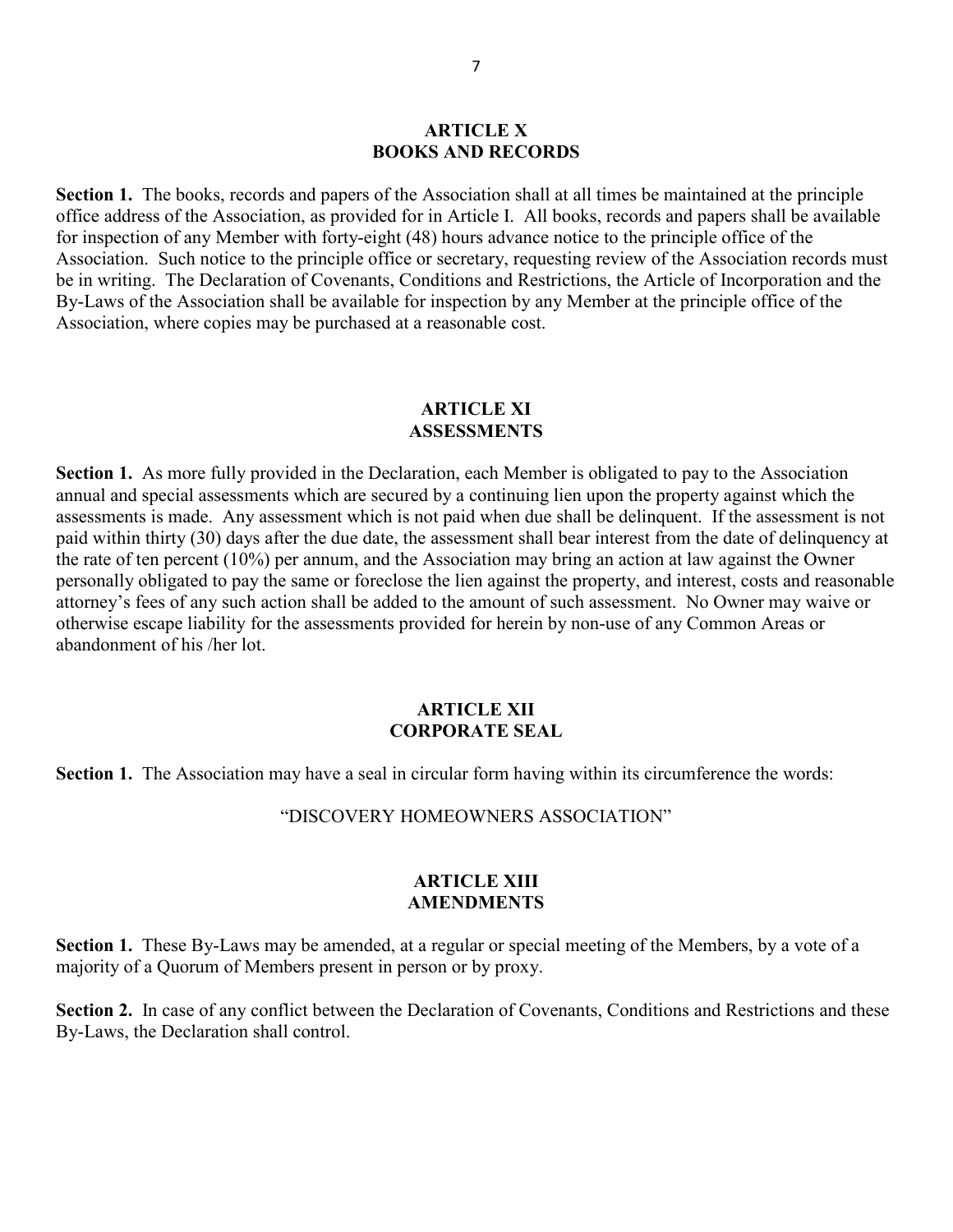## ARTICLE X
## BOOKS AND RECORDS

**Section 1.** The books, records and papers of the Association shall at all times be maintained at the principle office address of the Association, as provided for in Article I. All books, records and papers shall be available for inspection of any Member with forty-eight (48) hours advance notice to the principle office of the Association. Such notice to the principle office or secretary, requesting review of the Association records must be in writing. The Declaration of Covenants, Conditions and Restrictions, the Article of Incorporation and the By-Laws of the Association shall be available for inspection by any Member at the principle office of the Association, where copies may be purchased at a reasonable cost.

## ARTICLE XI
## ASSESSMENTS

**Section 1.** As more fully provided in the Declaration, each Member is obligated to pay to the Association annual and special assessments which are secured by a continuing lien upon the property against which the assessments is made. Any assessment which is not paid when due shall be delinquent. If the assessment is not paid within thirty (30) days after the due date, the assessment shall bear interest from the date of delinquency at the rate of ten percent (10%) per annum, and the Association may bring an action at law against the Owner personally obligated to pay the same or foreclose the lien against the property, and interest, costs and reasonable attorney's fees of any such action shall be added to the amount of such assessment. No Owner may waive or otherwise escape liability for the assessments provided for herein by non-use of any Common Areas or abandonment of his /her lot.

## ARTICLE XII
## CORPORATE SEAL

**Section 1.** The Association may have a seal in circular form having within its circumference the words:

"DISCOVERY HOMEOWNERS ASSOCIATION"

## ARTICLE XIII
## AMENDMENTS

**Section 1.** These By-Laws may be amended, at a regular or special meeting of the Members, by a vote of a majority of a Quorum of Members present in person or by proxy.

**Section 2.** In case of any conflict between the Declaration of Covenants, Conditions and Restrictions and these By-Laws, the Declaration shall control.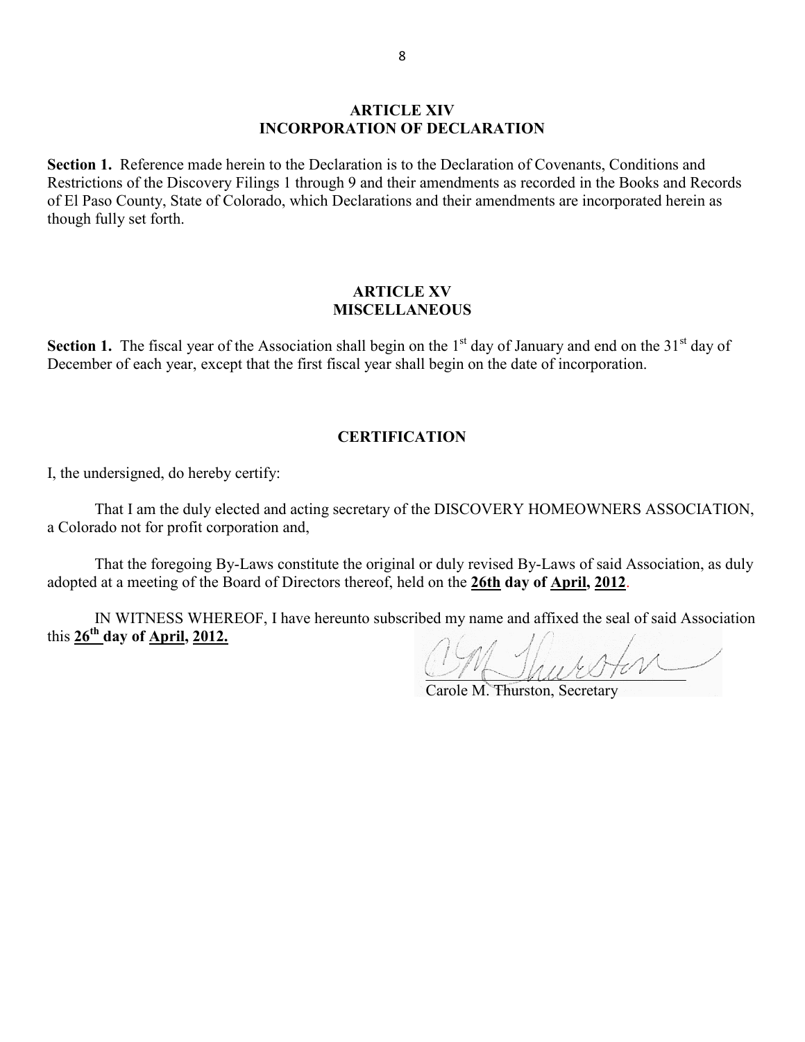## ARTICLE XIV
## INCORPORATION OF DECLARATION

**Section 1.** Reference made herein to the Declaration is to the Declaration of Covenants, Conditions and Restrictions of the Discovery Filings 1 through 9 and their amendments as recorded in the Books and Records of El Paso County, State of Colorado, which Declarations and their amendments are incorporated herein as though fully set forth.

## ARTICLE XV
## MISCELLANEOUS

**Section 1.** The fiscal year of the Association shall begin on the 1st day of January and end on the 31st day of December of each year, except that the first fiscal year shall begin on the date of incorporation.

## CERTIFICATION

I, the undersigned, do hereby certify:

That I am the duly elected and acting secretary of the DISCOVERY HOMEOWNERS ASSOCIATION, a Colorado not for profit corporation and,

That the foregoing By-Laws constitute the original or duly revised By-Laws of said Association, as duly adopted at a meeting of the Board of Directors thereof, held on the **26th day of April, 2012**.

IN WITNESS WHEREOF, I have hereunto subscribed my name and affixed the seal of said Association this **26th day of April, 2012.**

C M Thurston

Carole M. Thurston, Secretary